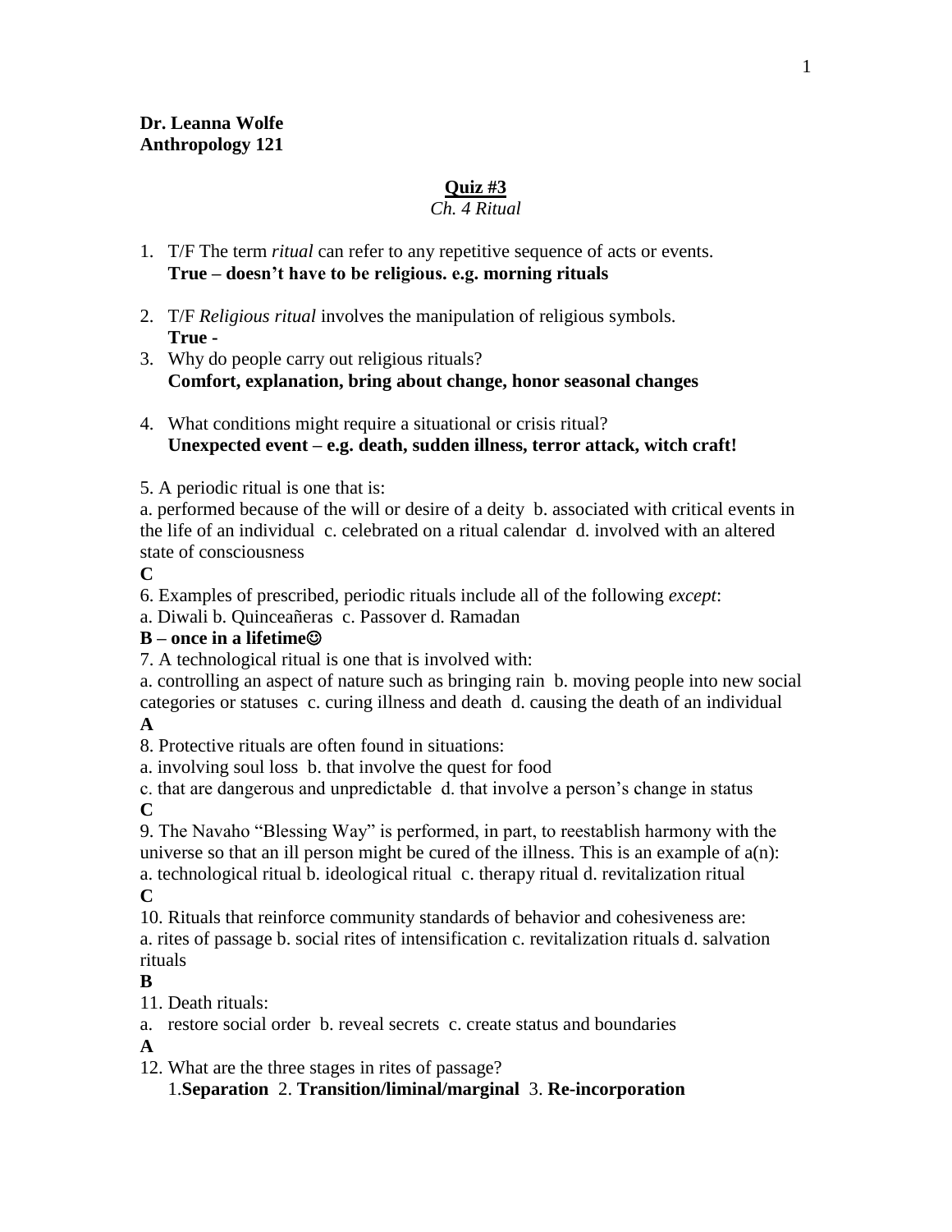**Dr. Leanna Wolfe**
**Anthropology 121**

**Quiz #3**
*Ch. 4 Ritual*

1. T/F The term *ritual* can refer to any repetitive sequence of acts or events.
   **True – doesn't have to be religious. e.g. morning rituals**

2. T/F *Religious ritual* involves the manipulation of religious symbols.
   **True -**
3. Why do people carry out religious rituals?
   **Comfort, explanation, bring about change, honor seasonal changes**

4. What conditions might require a situational or crisis ritual?
   **Unexpected event – e.g. death, sudden illness, terror attack, witch craft!**

5. A periodic ritual is one that is:
a. performed because of the will or desire of a deity b. associated with critical events in the life of an individual c. celebrated on a ritual calendar d. involved with an altered state of consciousness
**C**
6. Examples of prescribed, periodic rituals include all of the following *except*:
a. Diwali b. Quinceañeras c. Passover d. Ramadan
**B – once in a lifetime☺**
7. A technological ritual is one that is involved with:
a. controlling an aspect of nature such as bringing rain b. moving people into new social categories or statuses c. curing illness and death d. causing the death of an individual
**A**
8. Protective rituals are often found in situations:
a. involving soul loss b. that involve the quest for food
c. that are dangerous and unpredictable d. that involve a person's change in status
**C**
9. The Navaho "Blessing Way" is performed, in part, to reestablish harmony with the universe so that an ill person might be cured of the illness. This is an example of a(n):
a. technological ritual b. ideological ritual c. therapy ritual d. revitalization ritual
**C**
10. Rituals that reinforce community standards of behavior and cohesiveness are:
a. rites of passage b. social rites of intensification c. revitalization rituals d. salvation rituals
**B**
11. Death rituals:
a. restore social order b. reveal secrets c. create status and boundaries
**A**
12. What are the three stages in rites of passage?
   1.**Separation** 2. **Transition/liminal/marginal** 3. **Re-incorporation**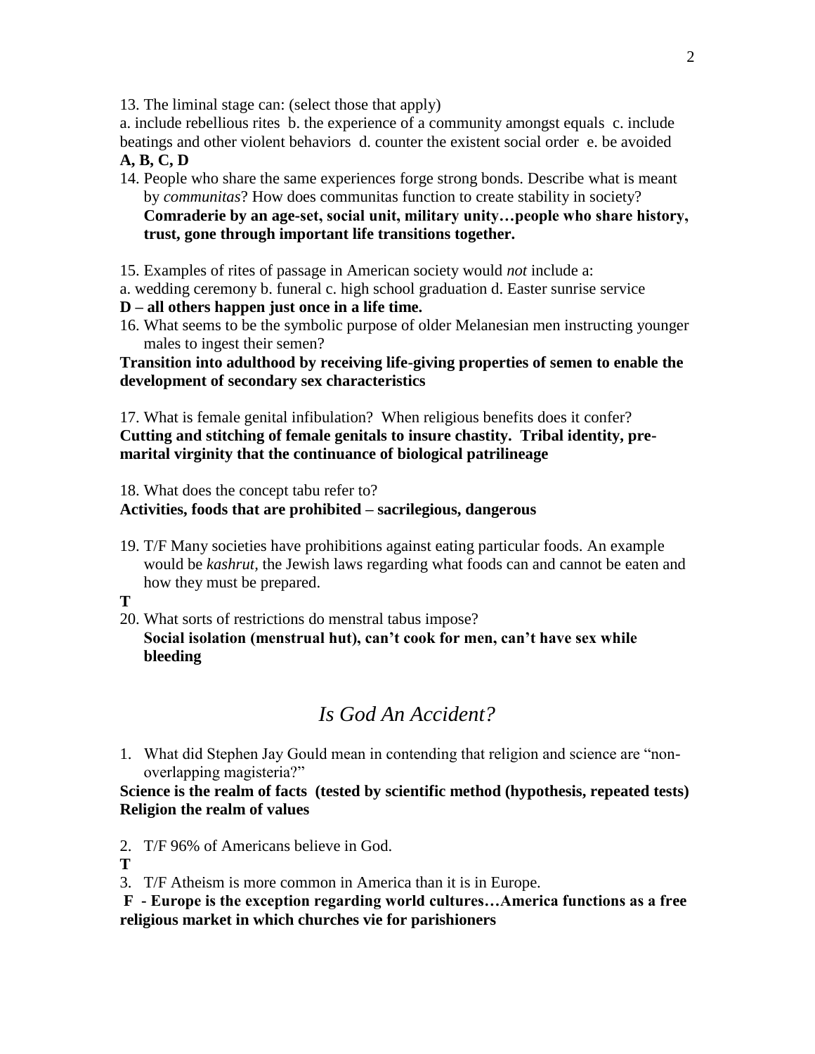13. The liminal stage can: (select those that apply)
a. include rebellious rites b. the experience of a community amongst equals c. include beatings and other violent behaviors d. counter the existent social order e. be avoided
**A, B, C, D**

14. People who share the same experiences forge strong bonds. Describe what is meant by *communitas*? How does communitas function to create stability in society?
**Comraderie by an age-set, social unit, military unity…people who share history, trust, gone through important life transitions together.**

15. Examples of rites of passage in American society would *not* include a:
a. wedding ceremony b. funeral c. high school graduation d. Easter sunrise service
**D – all others happen just once in a life time.**

16. What seems to be the symbolic purpose of older Melanesian men instructing younger males to ingest their semen?
**Transition into adulthood by receiving life-giving properties of semen to enable the development of secondary sex characteristics**

17. What is female genital infibulation? When religious benefits does it confer?
**Cutting and stitching of female genitals to insure chastity. Tribal identity, pre-marital virginity that the continuance of biological patrilineage**

18. What does the concept tabu refer to?
**Activities, foods that are prohibited – sacrilegious, dangerous**

19. T/F Many societies have prohibitions against eating particular foods. An example would be *kashrut*, the Jewish laws regarding what foods can and cannot be eaten and how they must be prepared.
**T**

20. What sorts of restrictions do menstral tabus impose?
**Social isolation (menstrual hut), can't cook for men, can't have sex while bleeding**

## *Is God An Accident?*

1. What did Stephen Jay Gould mean in contending that religion and science are "non-overlapping magisteria?"
**Science is the realm of facts (tested by scientific method (hypothesis, repeated tests) Religion the realm of values**

2. T/F 96% of Americans believe in God.
**T**

3. T/F Atheism is more common in America than it is in Europe.
**F - Europe is the exception regarding world cultures…America functions as a free religious market in which churches vie for parishioners**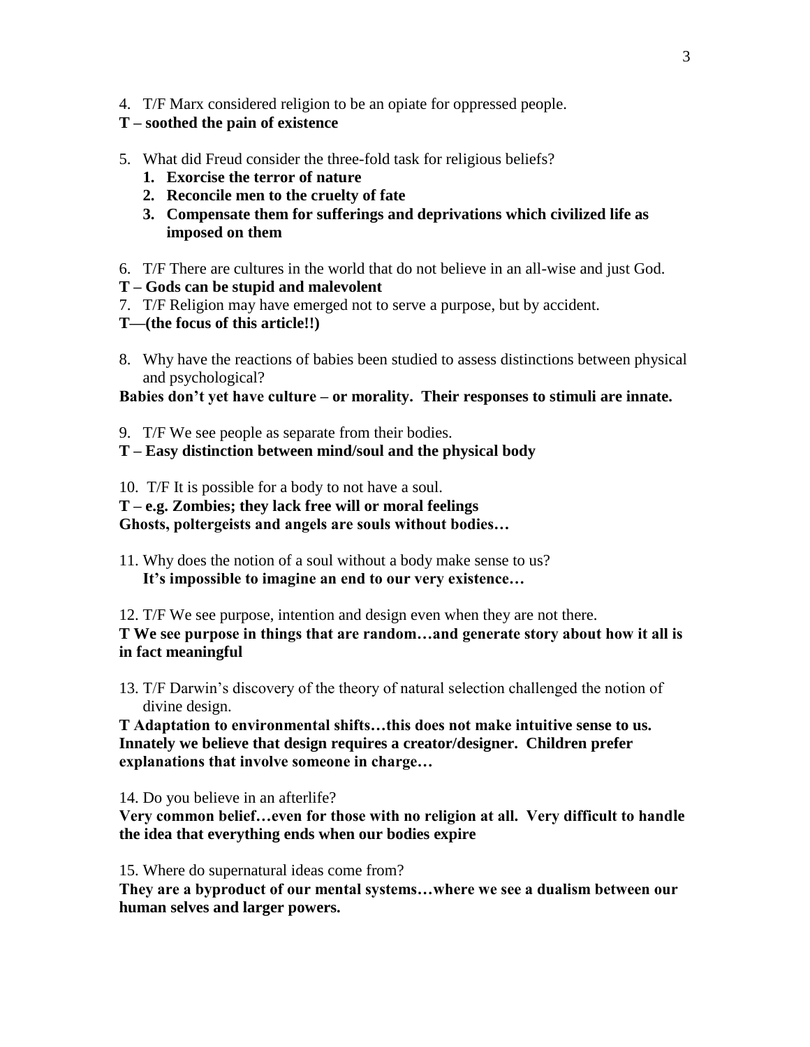4. T/F Marx considered religion to be an opiate for oppressed people.

**T – soothed the pain of existence**

5. What did Freud consider the three-fold task for religious beliefs?
   1. **Exorcise the terror of nature**
   2. **Reconcile men to the cruelty of fate**
   3. **Compensate them for sufferings and deprivations which civilized life as imposed on them**

6. T/F There are cultures in the world that do not believe in an all-wise and just God.

**T – Gods can be stupid and malevolent**

7. T/F Religion may have emerged not to serve a purpose, but by accident.

**T—(the focus of this article!!)**

8. Why have the reactions of babies been studied to assess distinctions between physical and psychological?

**Babies don't yet have culture – or morality. Their responses to stimuli are innate.**

9. T/F We see people as separate from their bodies.

**T – Easy distinction between mind/soul and the physical body**

10. T/F It is possible for a body to not have a soul.

**T – e.g. Zombies; they lack free will or moral feelings**
**Ghosts, poltergeists and angels are souls without bodies…**

11. Why does the notion of a soul without a body make sense to us?
    **It's impossible to imagine an end to our very existence…**

12. T/F We see purpose, intention and design even when they are not there.

**T We see purpose in things that are random…and generate story about how it all is in fact meaningful**

13. T/F Darwin's discovery of the theory of natural selection challenged the notion of divine design.

**T Adaptation to environmental shifts…this does not make intuitive sense to us. Innately we believe that design requires a creator/designer. Children prefer explanations that involve someone in charge…**

14. Do you believe in an afterlife?

**Very common belief…even for those with no religion at all. Very difficult to handle the idea that everything ends when our bodies expire**

15. Where do supernatural ideas come from?

**They are a byproduct of our mental systems…where we see a dualism between our human selves and larger powers.**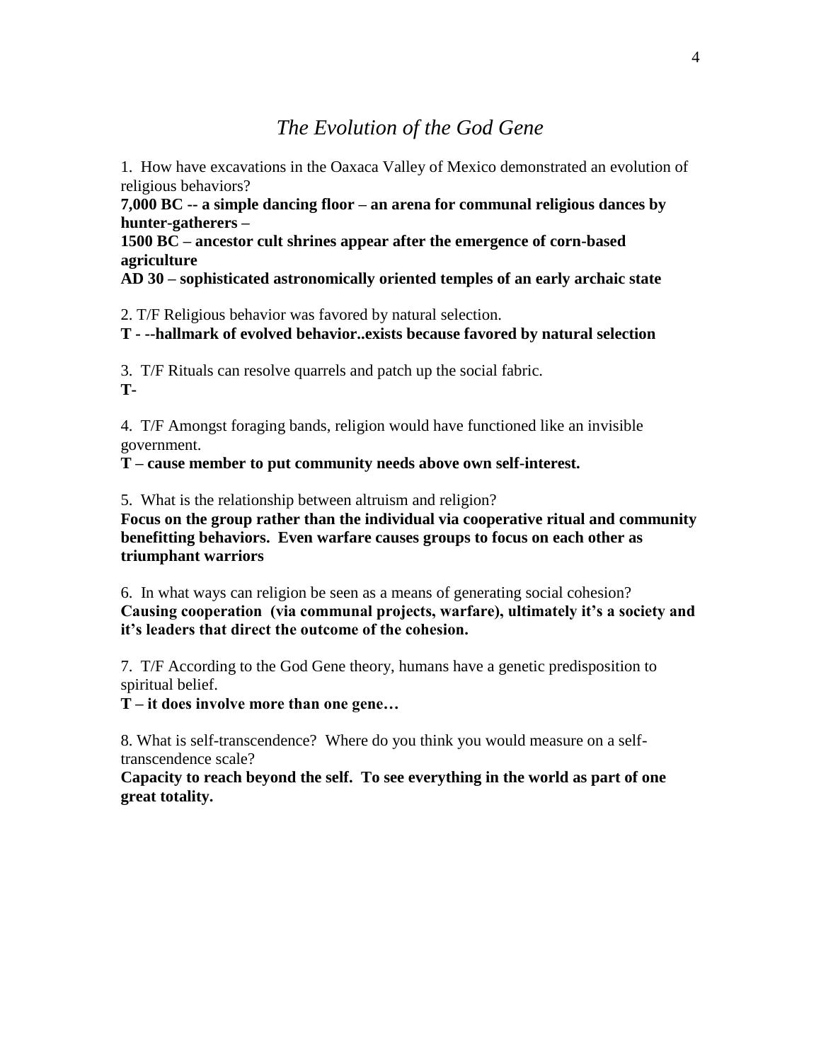# *The Evolution of the God Gene*

1. How have excavations in the Oaxaca Valley of Mexico demonstrated an evolution of religious behaviors?

**7,000 BC -- a simple dancing floor – an arena for communal religious dances by hunter-gatherers –**
**1500 BC – ancestor cult shrines appear after the emergence of corn-based agriculture**
**AD 30 – sophisticated astronomically oriented temples of an early archaic state**

2. T/F Religious behavior was favored by natural selection.

**T - --hallmark of evolved behavior..exists because favored by natural selection**

3. T/F Rituals can resolve quarrels and patch up the social fabric.

**T-**

4. T/F Amongst foraging bands, religion would have functioned like an invisible government.

**T – cause member to put community needs above own self-interest.**

5. What is the relationship between altruism and religion?

**Focus on the group rather than the individual via cooperative ritual and community benefitting behaviors. Even warfare causes groups to focus on each other as triumphant warriors**

6. In what ways can religion be seen as a means of generating social cohesion?

**Causing cooperation (via communal projects, warfare), ultimately it's a society and it's leaders that direct the outcome of the cohesion.**

7. T/F According to the God Gene theory, humans have a genetic predisposition to spiritual belief.

**T – it does involve more than one gene…**

8. What is self-transcendence? Where do you think you would measure on a self-transcendence scale?

**Capacity to reach beyond the self. To see everything in the world as part of one great totality.**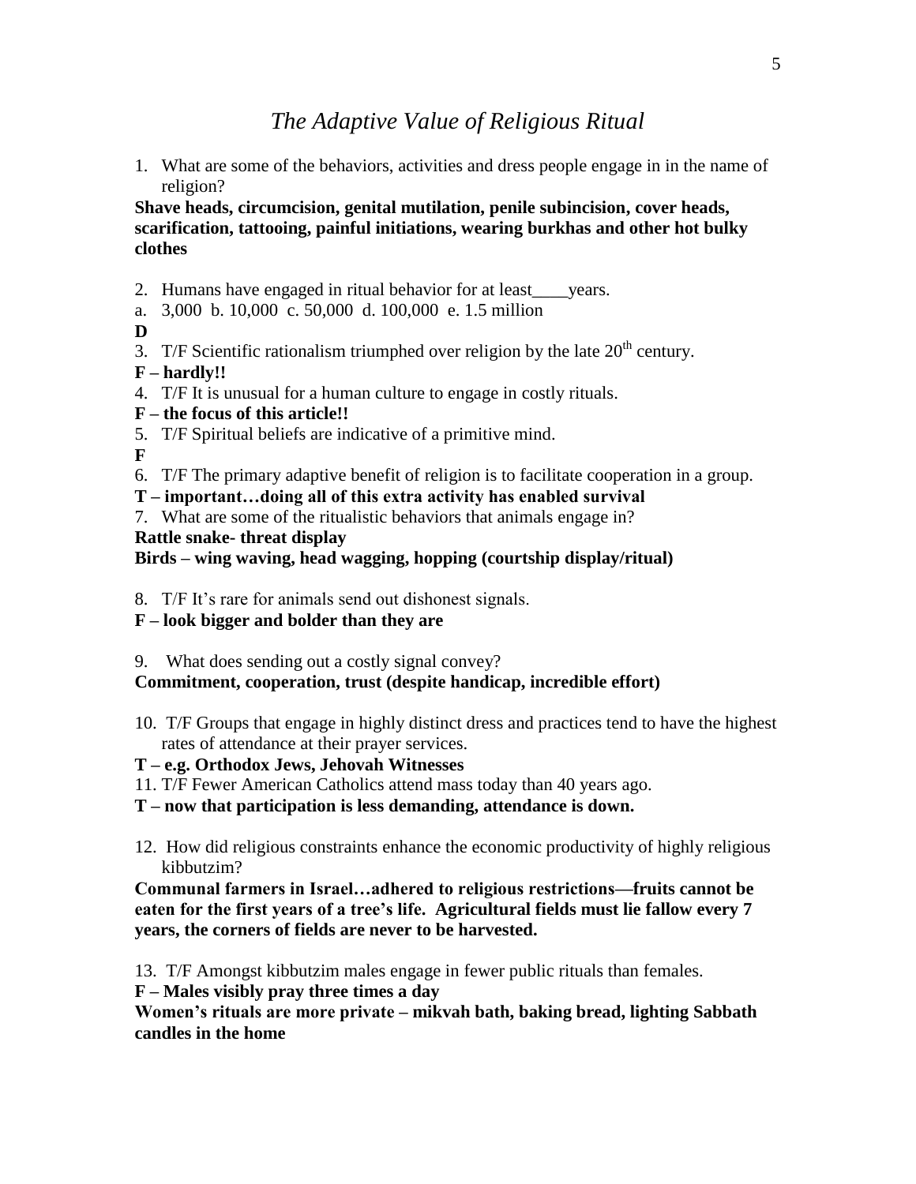# *The Adaptive Value of Religious Ritual*

1. What are some of the behaviors, activities and dress people engage in in the name of religion?

**Shave heads, circumcision, genital mutilation, penile subincision, cover heads, scarification, tattooing, painful initiations, wearing burkhas and other hot bulky clothes**

2. Humans have engaged in ritual behavior for at least____years.

a. 3,000 b. 10,000 c. 50,000 d. 100,000 e. 1.5 million

**D**

3. T/F Scientific rationalism triumphed over religion by the late 20th century.

**F – hardly!!**

4. T/F It is unusual for a human culture to engage in costly rituals.

**F – the focus of this article!!**

5. T/F Spiritual beliefs are indicative of a primitive mind.

**F**

6. T/F The primary adaptive benefit of religion is to facilitate cooperation in a group.

**T – important…doing all of this extra activity has enabled survival**

7. What are some of the ritualistic behaviors that animals engage in?

**Rattle snake- threat display**

**Birds – wing waving, head wagging, hopping (courtship display/ritual)**

8. T/F It's rare for animals send out dishonest signals.

**F – look bigger and bolder than they are**

9. What does sending out a costly signal convey?

**Commitment, cooperation, trust (despite handicap, incredible effort)**

10. T/F Groups that engage in highly distinct dress and practices tend to have the highest rates of attendance at their prayer services.

**T – e.g. Orthodox Jews, Jehovah Witnesses**

11. T/F Fewer American Catholics attend mass today than 40 years ago.

**T – now that participation is less demanding, attendance is down.**

12. How did religious constraints enhance the economic productivity of highly religious kibbutzim?

**Communal farmers in Israel…adhered to religious restrictions—fruits cannot be eaten for the first years of a tree's life. Agricultural fields must lie fallow every 7 years, the corners of fields are never to be harvested.**

13. T/F Amongst kibbutzim males engage in fewer public rituals than females.

**F – Males visibly pray three times a day**

**Women's rituals are more private – mikvah bath, baking bread, lighting Sabbath candles in the home**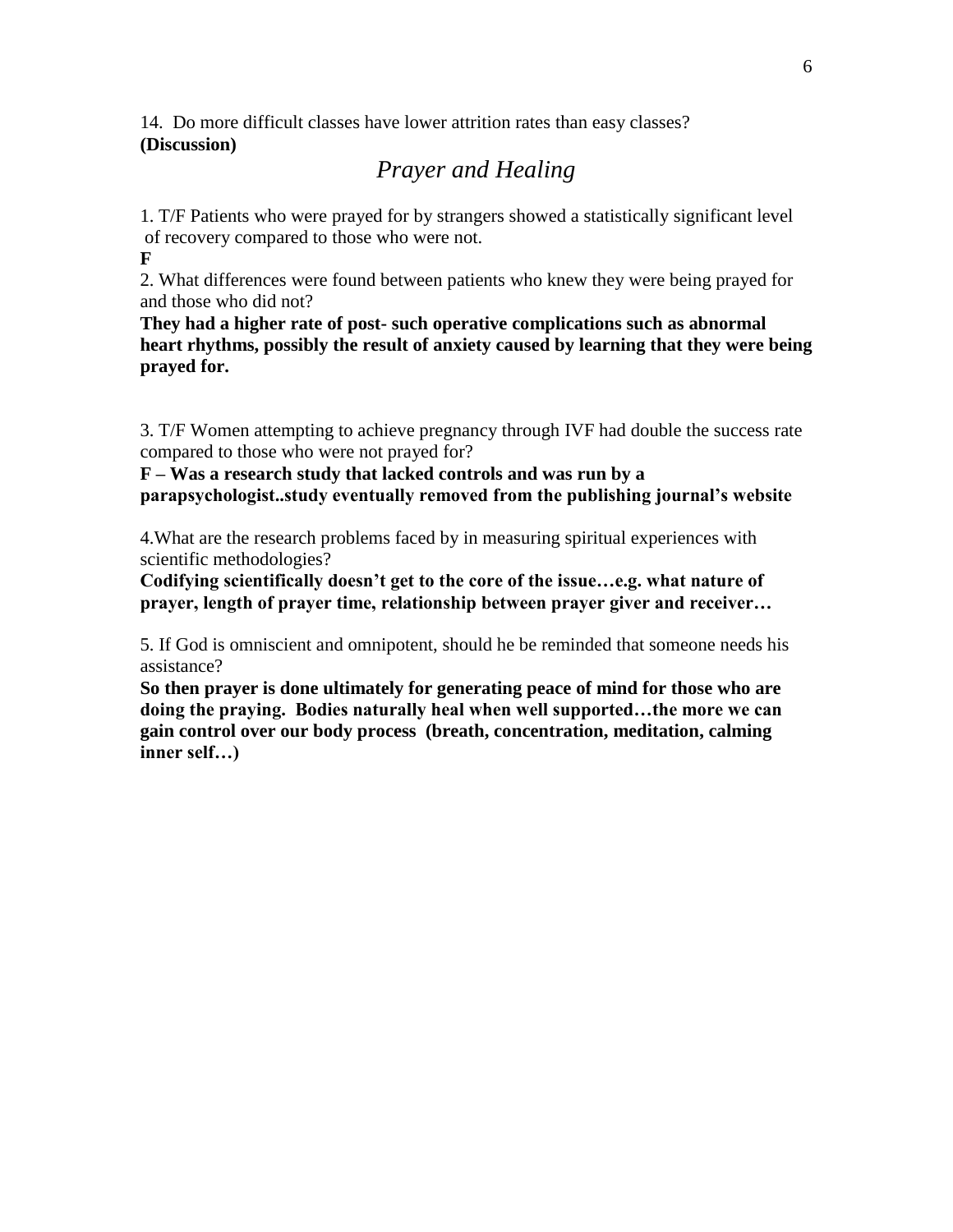14. Do more difficult classes have lower attrition rates than easy classes?
**(Discussion)**

## *Prayer and Healing*

1. T/F Patients who were prayed for by strangers showed a statistically significant level of recovery compared to those who were not.
**F**

2. What differences were found between patients who knew they were being prayed for and those who did not?
**They had a higher rate of post- such operative complications such as abnormal heart rhythms, possibly the result of anxiety caused by learning that they were being prayed for.**

3. T/F Women attempting to achieve pregnancy through IVF had double the success rate compared to those who were not prayed for?
**F – Was a research study that lacked controls and was run by a parapsychologist..study eventually removed from the publishing journal's website**

4.What are the research problems faced by in measuring spiritual experiences with scientific methodologies?
**Codifying scientifically doesn't get to the core of the issue…e.g. what nature of prayer, length of prayer time, relationship between prayer giver and receiver…**

5. If God is omniscient and omnipotent, should he be reminded that someone needs his assistance?
**So then prayer is done ultimately for generating peace of mind for those who are doing the praying. Bodies naturally heal when well supported…the more we can gain control over our body process (breath, concentration, meditation, calming inner self…)**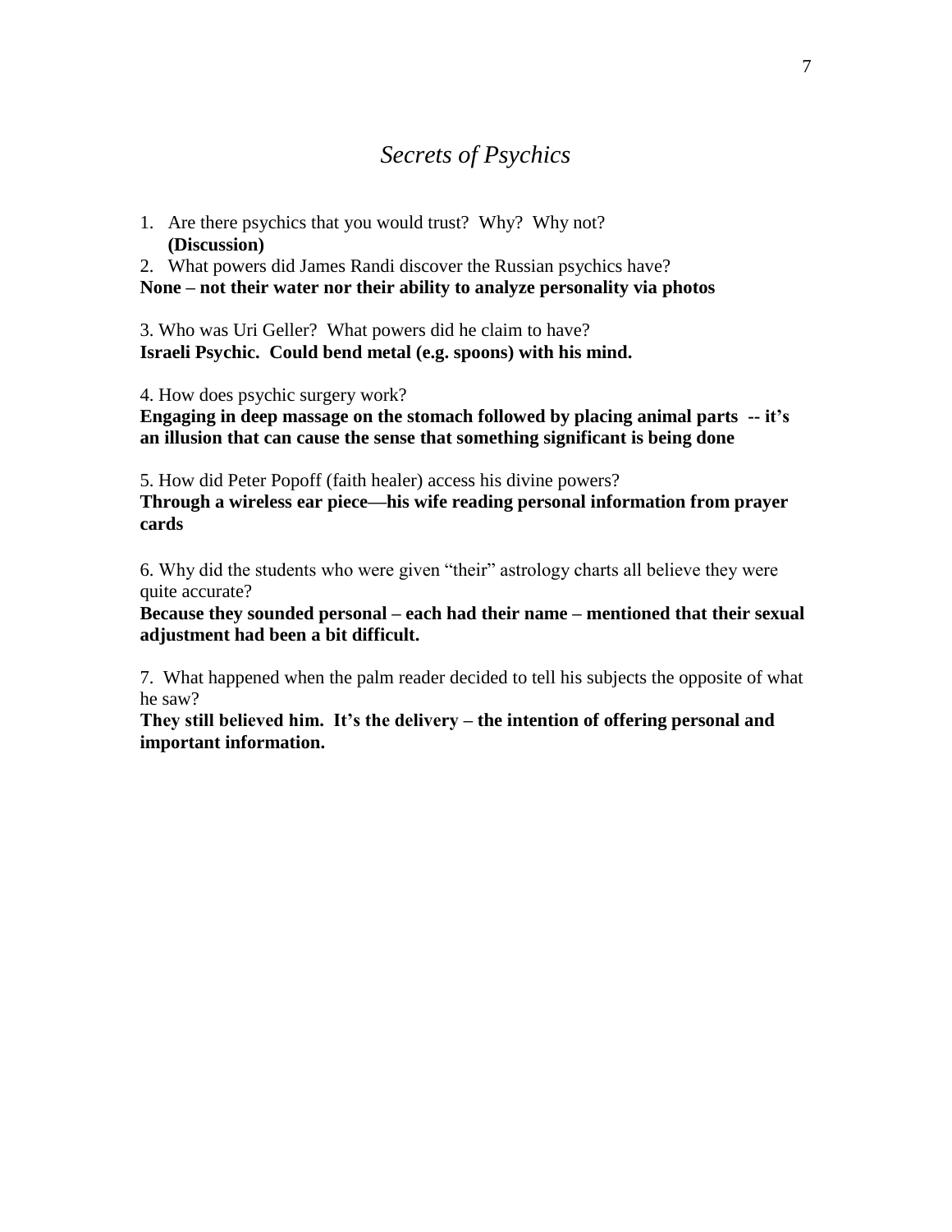# *Secrets of Psychics*

1. Are there psychics that you would trust? Why? Why not?
   **(Discussion)**
2. What powers did James Randi discover the Russian psychics have?

**None – not their water nor their ability to analyze personality via photos**

3. Who was Uri Geller? What powers did he claim to have?

**Israeli Psychic. Could bend metal (e.g. spoons) with his mind.**

4. How does psychic surgery work?

**Engaging in deep massage on the stomach followed by placing animal parts -- it's an illusion that can cause the sense that something significant is being done**

5. How did Peter Popoff (faith healer) access his divine powers?

**Through a wireless ear piece—his wife reading personal information from prayer cards**

6. Why did the students who were given "their" astrology charts all believe they were quite accurate?

**Because they sounded personal – each had their name – mentioned that their sexual adjustment had been a bit difficult.**

7. What happened when the palm reader decided to tell his subjects the opposite of what he saw?

**They still believed him. It's the delivery – the intention of offering personal and important information.**